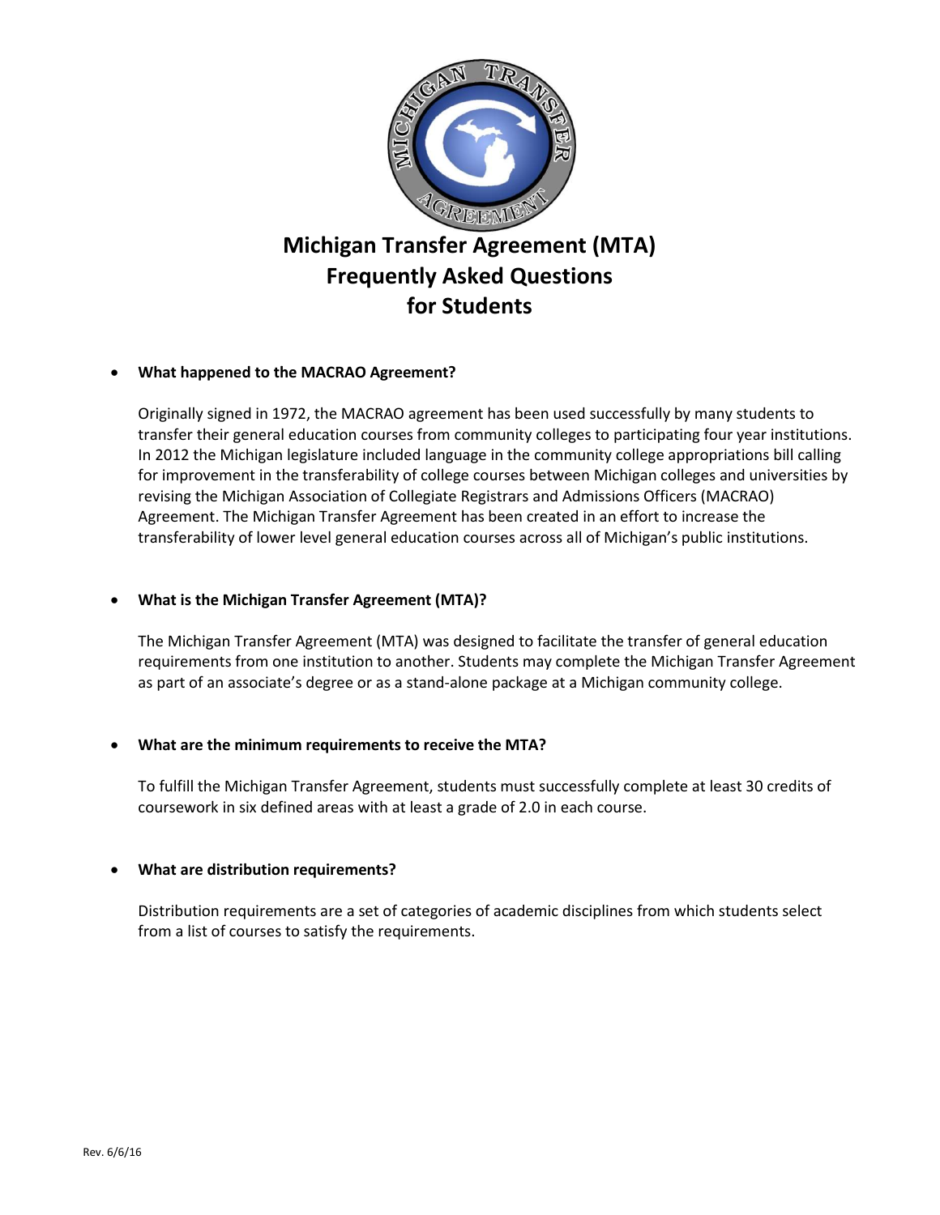# Michigan Transfer Agreement (MTA) Frequently Asked Questions for Students

- **What happened to the MACRAO Agreement?**

  Originally signed in 1972, the MACRAO agreement has been used successfully by many students to transfer their general education courses from community colleges to participating four year institutions. In 2012 the Michigan legislature included language in the community college appropriations bill calling for improvement in the transferability of college courses between Michigan colleges and universities by revising the Michigan Association of Collegiate Registrars and Admissions Officers (MACRAO) Agreement. The Michigan Transfer Agreement has been created in an effort to increase the transferability of lower level general education courses across all of Michigan's public institutions.

- **What is the Michigan Transfer Agreement (MTA)?**

  The Michigan Transfer Agreement (MTA) was designed to facilitate the transfer of general education requirements from one institution to another. Students may complete the Michigan Transfer Agreement as part of an associate's degree or as a stand-alone package at a Michigan community college.

- **What are the minimum requirements to receive the MTA?**

  To fulfill the Michigan Transfer Agreement, students must successfully complete at least 30 credits of coursework in six defined areas with at least a grade of 2.0 in each course.

- **What are distribution requirements?**

  Distribution requirements are a set of categories of academic disciplines from which students select from a list of courses to satisfy the requirements.

Rev. 6/6/16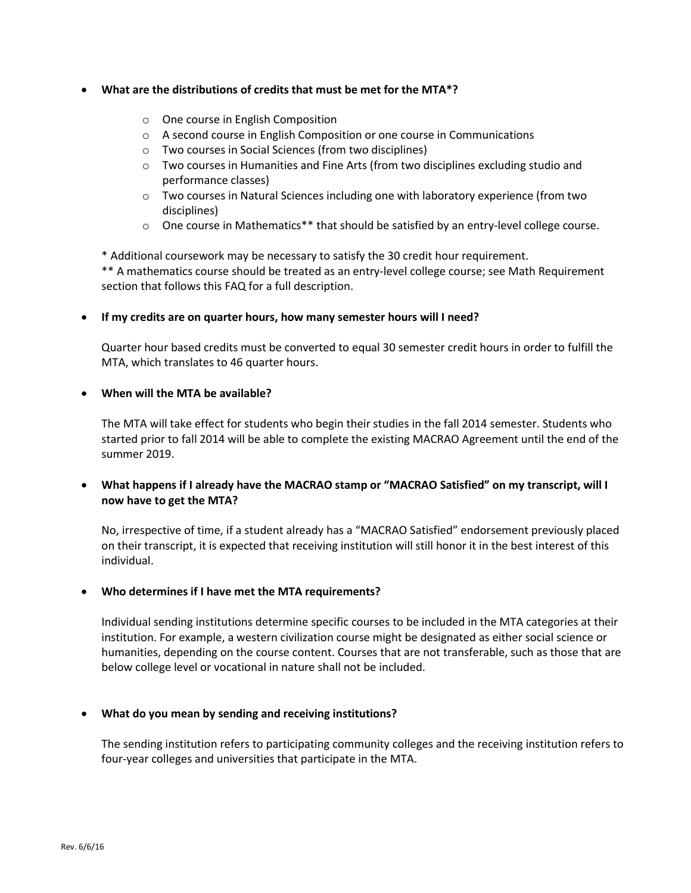- **What are the distributions of credits that must be met for the MTA*?**
    - One course in English Composition
    - A second course in English Composition or one course in Communications
    - Two courses in Social Sciences (from two disciplines)
    - Two courses in Humanities and Fine Arts (from two disciplines excluding studio and performance classes)
    - Two courses in Natural Sciences including one with laboratory experience (from two disciplines)
    - One course in Mathematics** that should be satisfied by an entry-level college course.

  * Additional coursework may be necessary to satisfy the 30 credit hour requirement.
  ** A mathematics course should be treated as an entry-level college course; see Math Requirement section that follows this FAQ for a full description.

- **If my credits are on quarter hours, how many semester hours will I need?**

  Quarter hour based credits must be converted to equal 30 semester credit hours in order to fulfill the MTA, which translates to 46 quarter hours.

- **When will the MTA be available?**

  The MTA will take effect for students who begin their studies in the fall 2014 semester. Students who started prior to fall 2014 will be able to complete the existing MACRAO Agreement until the end of the summer 2019.

- **What happens if I already have the MACRAO stamp or "MACRAO Satisfied" on my transcript, will I now have to get the MTA?**

  No, irrespective of time, if a student already has a "MACRAO Satisfied" endorsement previously placed on their transcript, it is expected that receiving institution will still honor it in the best interest of this individual.

- **Who determines if I have met the MTA requirements?**

  Individual sending institutions determine specific courses to be included in the MTA categories at their institution. For example, a western civilization course might be designated as either social science or humanities, depending on the course content. Courses that are not transferable, such as those that are below college level or vocational in nature shall not be included.

- **What do you mean by sending and receiving institutions?**

  The sending institution refers to participating community colleges and the receiving institution refers to four-year colleges and universities that participate in the MTA.

Rev. 6/6/16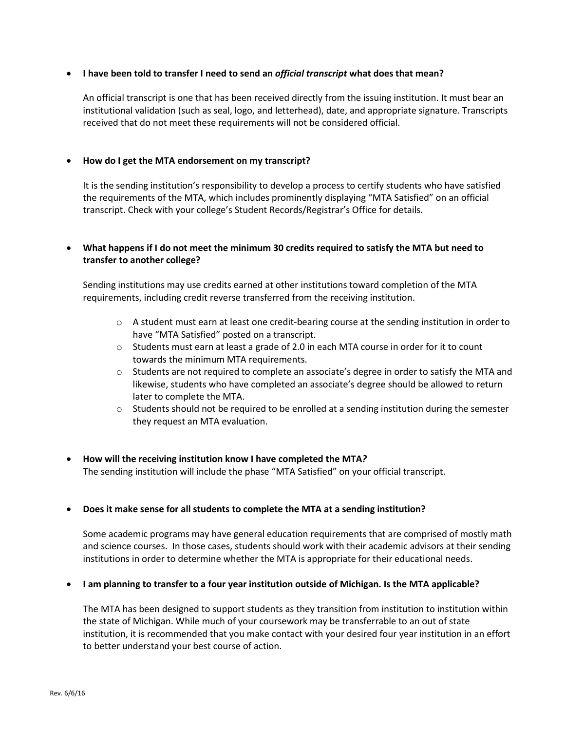- **I have been told to transfer I need to send an *official transcript* what does that mean?**

  An official transcript is one that has been received directly from the issuing institution. It must bear an institutional validation (such as seal, logo, and letterhead), date, and appropriate signature. Transcripts received that do not meet these requirements will not be considered official.

- **How do I get the MTA endorsement on my transcript?**

  It is the sending institution's responsibility to develop a process to certify students who have satisfied the requirements of the MTA, which includes prominently displaying "MTA Satisfied" on an official transcript. Check with your college's Student Records/Registrar's Office for details.

- **What happens if I do not meet the minimum 30 credits required to satisfy the MTA but need to transfer to another college?**

  Sending institutions may use credits earned at other institutions toward completion of the MTA requirements, including credit reverse transferred from the receiving institution.

  - A student must earn at least one credit-bearing course at the sending institution in order to have "MTA Satisfied" posted on a transcript.
  - Students must earn at least a grade of 2.0 in each MTA course in order for it to count towards the minimum MTA requirements.
  - Students are not required to complete an associate's degree in order to satisfy the MTA and likewise, students who have completed an associate's degree should be allowed to return later to complete the MTA.
  - Students should not be required to be enrolled at a sending institution during the semester they request an MTA evaluation.

- **How will the receiving institution know I have completed the MTA*?***

  The sending institution will include the phase "MTA Satisfied" on your official transcript.

- **Does it make sense for all students to complete the MTA at a sending institution?**

  Some academic programs may have general education requirements that are comprised of mostly math and science courses. In those cases, students should work with their academic advisors at their sending institutions in order to determine whether the MTA is appropriate for their educational needs.

- **I am planning to transfer to a four year institution outside of Michigan. Is the MTA applicable?**

  The MTA has been designed to support students as they transition from institution to institution within the state of Michigan. While much of your coursework may be transferrable to an out of state institution, it is recommended that you make contact with your desired four year institution in an effort to better understand your best course of action.

Rev. 6/6/16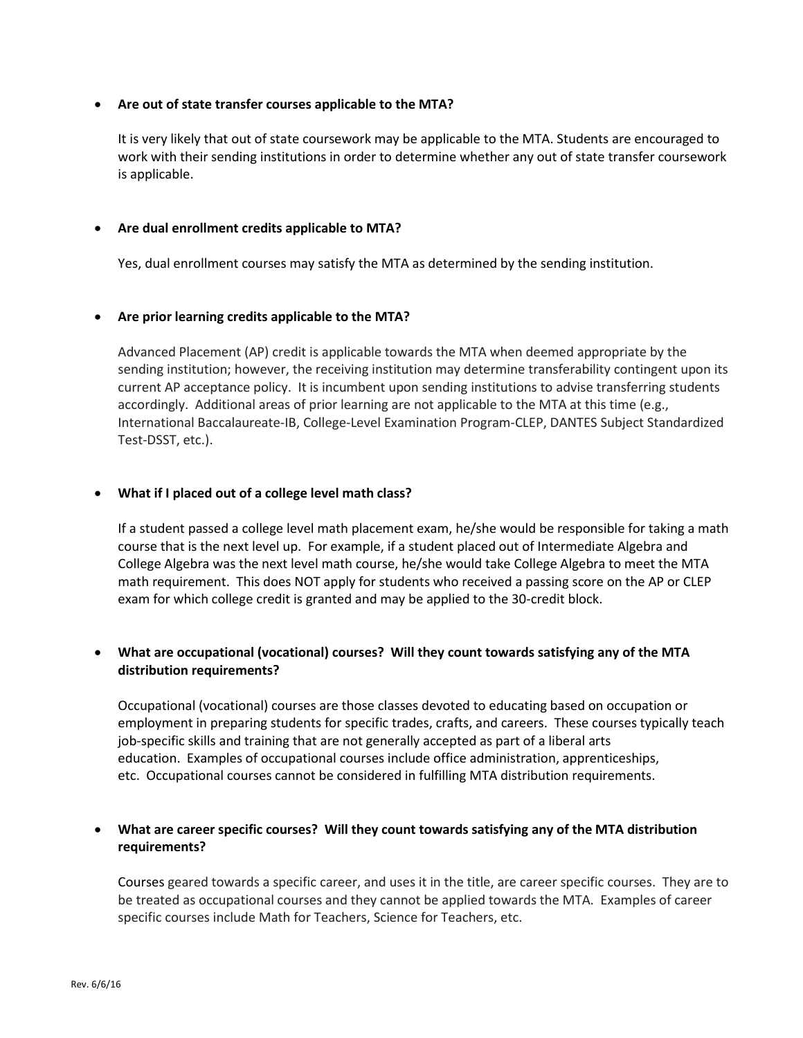- **Are out of state transfer courses applicable to the MTA?**

  It is very likely that out of state coursework may be applicable to the MTA. Students are encouraged to work with their sending institutions in order to determine whether any out of state transfer coursework is applicable.

- **Are dual enrollment credits applicable to MTA?**

  Yes, dual enrollment courses may satisfy the MTA as determined by the sending institution.

- **Are prior learning credits applicable to the MTA?**

  Advanced Placement (AP) credit is applicable towards the MTA when deemed appropriate by the sending institution; however, the receiving institution may determine transferability contingent upon its current AP acceptance policy. It is incumbent upon sending institutions to advise transferring students accordingly. Additional areas of prior learning are not applicable to the MTA at this time (e.g., International Baccalaureate-IB, College-Level Examination Program-CLEP, DANTES Subject Standardized Test-DSST, etc.).

- **What if I placed out of a college level math class?**

  If a student passed a college level math placement exam, he/she would be responsible for taking a math course that is the next level up. For example, if a student placed out of Intermediate Algebra and College Algebra was the next level math course, he/she would take College Algebra to meet the MTA math requirement. This does NOT apply for students who received a passing score on the AP or CLEP exam for which college credit is granted and may be applied to the 30-credit block.

- **What are occupational (vocational) courses? Will they count towards satisfying any of the MTA distribution requirements?**

  Occupational (vocational) courses are those classes devoted to educating based on occupation or employment in preparing students for specific trades, crafts, and careers. These courses typically teach job-specific skills and training that are not generally accepted as part of a liberal arts education. Examples of occupational courses include office administration, apprenticeships, etc. Occupational courses cannot be considered in fulfilling MTA distribution requirements.

- **What are career specific courses? Will they count towards satisfying any of the MTA distribution requirements?**

  Courses geared towards a specific career, and uses it in the title, are career specific courses. They are to be treated as occupational courses and they cannot be applied towards the MTA. Examples of career specific courses include Math for Teachers, Science for Teachers, etc.

Rev. 6/6/16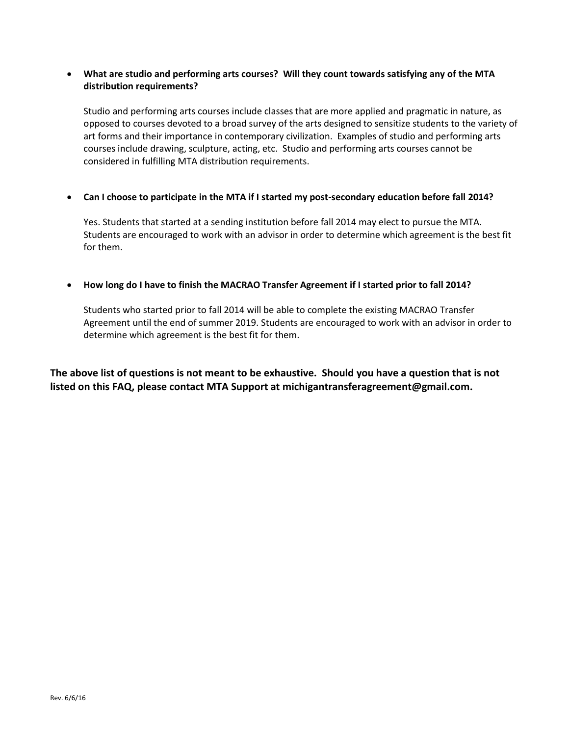- **What are studio and performing arts courses? Will they count towards satisfying any of the MTA distribution requirements?**

  Studio and performing arts courses include classes that are more applied and pragmatic in nature, as opposed to courses devoted to a broad survey of the arts designed to sensitize students to the variety of art forms and their importance in contemporary civilization. Examples of studio and performing arts courses include drawing, sculpture, acting, etc. Studio and performing arts courses cannot be considered in fulfilling MTA distribution requirements.

- **Can I choose to participate in the MTA if I started my post-secondary education before fall 2014?**

  Yes. Students that started at a sending institution before fall 2014 may elect to pursue the MTA. Students are encouraged to work with an advisor in order to determine which agreement is the best fit for them.

- **How long do I have to finish the MACRAO Transfer Agreement if I started prior to fall 2014?**

  Students who started prior to fall 2014 will be able to complete the existing MACRAO Transfer Agreement until the end of summer 2019. Students are encouraged to work with an advisor in order to determine which agreement is the best fit for them.

**The above list of questions is not meant to be exhaustive. Should you have a question that is not listed on this FAQ, please contact MTA Support at michigantransferagreement@gmail.com.**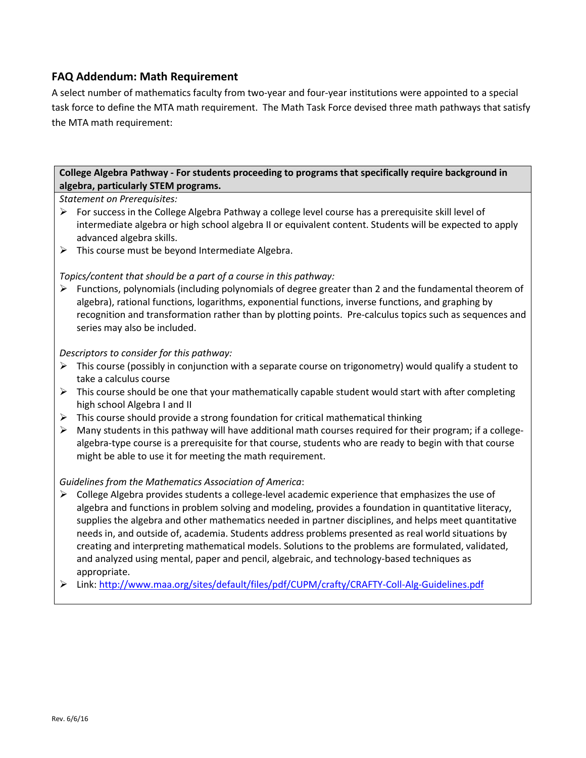## FAQ Addendum: Math Requirement

A select number of mathematics faculty from two-year and four-year institutions were appointed to a special task force to define the MTA math requirement. The Math Task Force devised three math pathways that satisfy the MTA math requirement:

**College Algebra Pathway - For students proceeding to programs that specifically require background in algebra, particularly STEM programs.**

*Statement on Prerequisites:*

- For success in the College Algebra Pathway a college level course has a prerequisite skill level of intermediate algebra or high school algebra II or equivalent content. Students will be expected to apply advanced algebra skills.
- This course must be beyond Intermediate Algebra.

*Topics/content that should be a part of a course in this pathway:*

- Functions, polynomials (including polynomials of degree greater than 2 and the fundamental theorem of algebra), rational functions, logarithms, exponential functions, inverse functions, and graphing by recognition and transformation rather than by plotting points. Pre-calculus topics such as sequences and series may also be included.

*Descriptors to consider for this pathway:*

- This course (possibly in conjunction with a separate course on trigonometry) would qualify a student to take a calculus course
- This course should be one that your mathematically capable student would start with after completing high school Algebra I and II
- This course should provide a strong foundation for critical mathematical thinking
- Many students in this pathway will have additional math courses required for their program; if a college-algebra-type course is a prerequisite for that course, students who are ready to begin with that course might be able to use it for meeting the math requirement.

*Guidelines from the Mathematics Association of America*:

- College Algebra provides students a college-level academic experience that emphasizes the use of algebra and functions in problem solving and modeling, provides a foundation in quantitative literacy, supplies the algebra and other mathematics needed in partner disciplines, and helps meet quantitative needs in, and outside of, academia. Students address problems presented as real world situations by creating and interpreting mathematical models. Solutions to the problems are formulated, validated, and analyzed using mental, paper and pencil, algebraic, and technology-based techniques as appropriate.
- Link: [http://www.maa.org/sites/default/files/pdf/CUPM/crafty/CRAFTY-Coll-Alg-Guidelines.pdf](http://www.maa.org/sites/default/files/pdf/CUPM/crafty/CRAFTY-Coll-Alg-Guidelines.pdf)

Rev. 6/6/16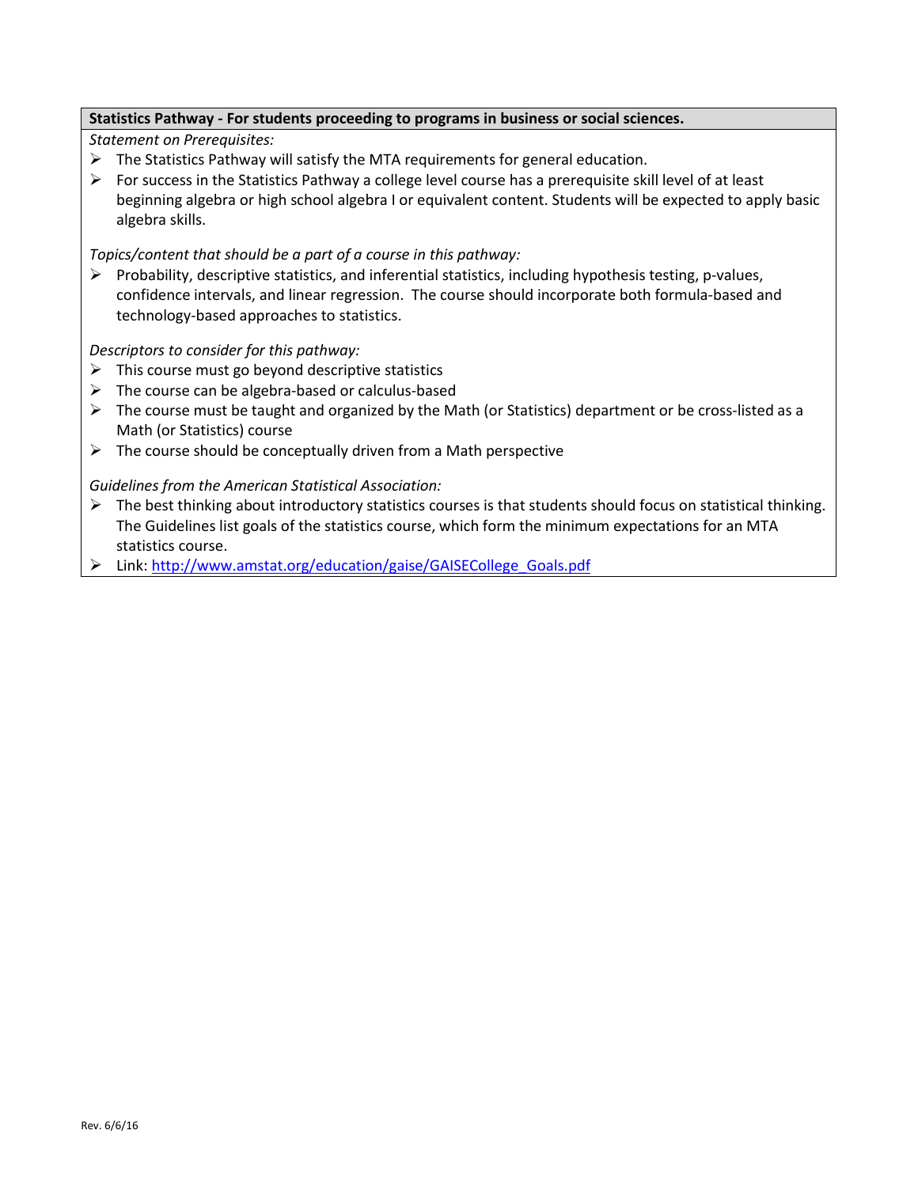**Statistics Pathway - For students proceeding to programs in business or social sciences.**

*Statement on Prerequisites:*

- The Statistics Pathway will satisfy the MTA requirements for general education.
- For success in the Statistics Pathway a college level course has a prerequisite skill level of at least beginning algebra or high school algebra I or equivalent content. Students will be expected to apply basic algebra skills.

*Topics/content that should be a part of a course in this pathway:*

- Probability, descriptive statistics, and inferential statistics, including hypothesis testing, p-values, confidence intervals, and linear regression. The course should incorporate both formula-based and technology-based approaches to statistics.

*Descriptors to consider for this pathway:*

- This course must go beyond descriptive statistics
- The course can be algebra-based or calculus-based
- The course must be taught and organized by the Math (or Statistics) department or be cross-listed as a Math (or Statistics) course
- The course should be conceptually driven from a Math perspective

*Guidelines from the American Statistical Association:*

- The best thinking about introductory statistics courses is that students should focus on statistical thinking. The Guidelines list goals of the statistics course, which form the minimum expectations for an MTA statistics course.
- Link: [http://www.amstat.org/education/gaise/GAISECollege_Goals.pdf](http://www.amstat.org/education/gaise/GAISECollege_Goals.pdf)

Rev. 6/6/16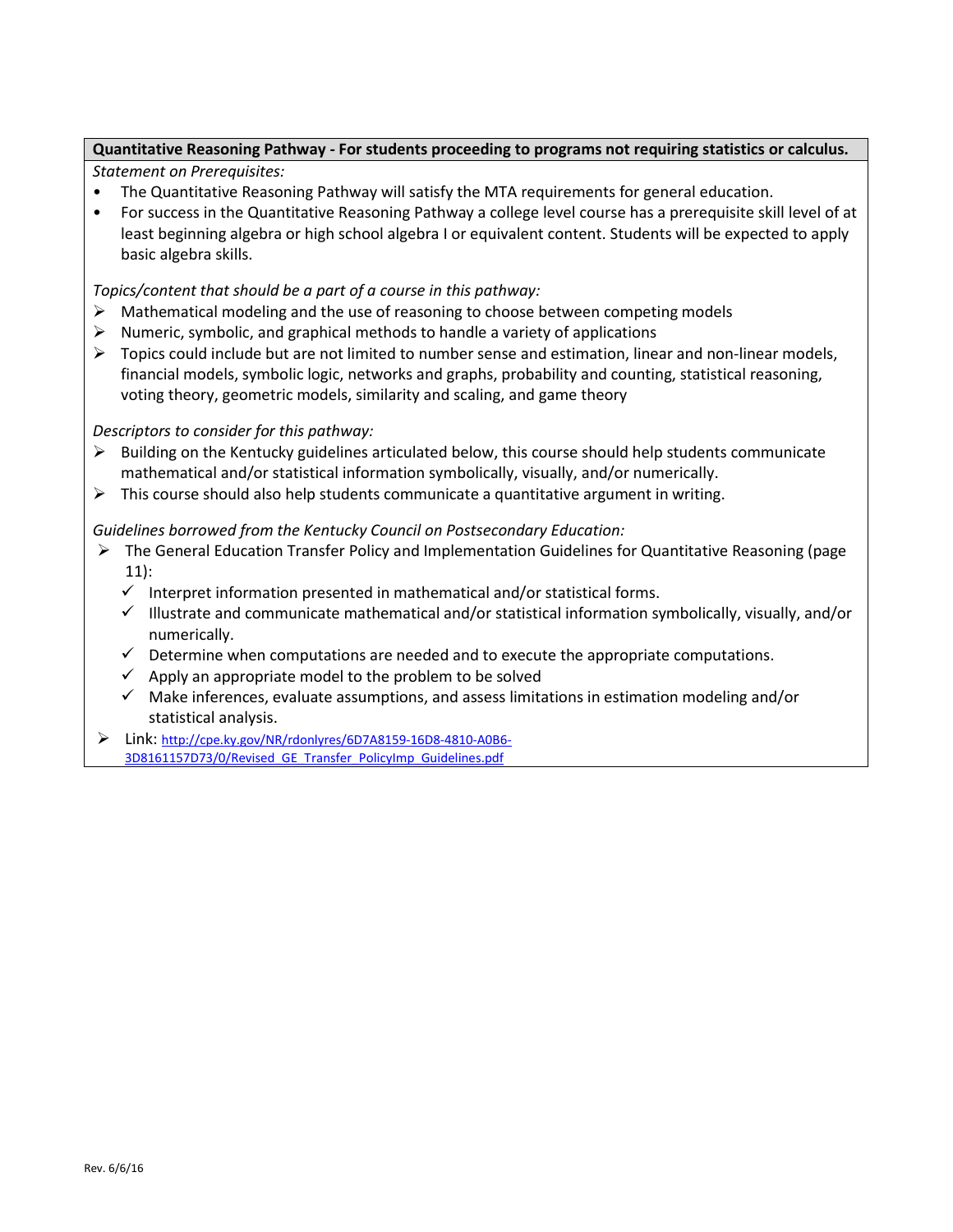**Quantitative Reasoning Pathway - For students proceeding to programs not requiring statistics or calculus.**

*Statement on Prerequisites:*

- The Quantitative Reasoning Pathway will satisfy the MTA requirements for general education.
- For success in the Quantitative Reasoning Pathway a college level course has a prerequisite skill level of at least beginning algebra or high school algebra I or equivalent content. Students will be expected to apply basic algebra skills.

*Topics/content that should be a part of a course in this pathway:*

- Mathematical modeling and the use of reasoning to choose between competing models
- Numeric, symbolic, and graphical methods to handle a variety of applications
- Topics could include but are not limited to number sense and estimation, linear and non-linear models, financial models, symbolic logic, networks and graphs, probability and counting, statistical reasoning, voting theory, geometric models, similarity and scaling, and game theory

*Descriptors to consider for this pathway:*

- Building on the Kentucky guidelines articulated below, this course should help students communicate mathematical and/or statistical information symbolically, visually, and/or numerically.
- This course should also help students communicate a quantitative argument in writing.

*Guidelines borrowed from the Kentucky Council on Postsecondary Education:*

- The General Education Transfer Policy and Implementation Guidelines for Quantitative Reasoning (page 11):
  - ✓ Interpret information presented in mathematical and/or statistical forms.
  - ✓ Illustrate and communicate mathematical and/or statistical information symbolically, visually, and/or numerically.
  - ✓ Determine when computations are needed and to execute the appropriate computations.
  - ✓ Apply an appropriate model to the problem to be solved
  - ✓ Make inferences, evaluate assumptions, and assess limitations in estimation modeling and/or statistical analysis.
- Link: http://cpe.ky.gov/NR/rdonlyres/6D7A8159-16D8-4810-A0B6-3D8161157D73/0/Revised_GE_Transfer_PolicyImp_Guidelines.pdf

Rev. 6/6/16